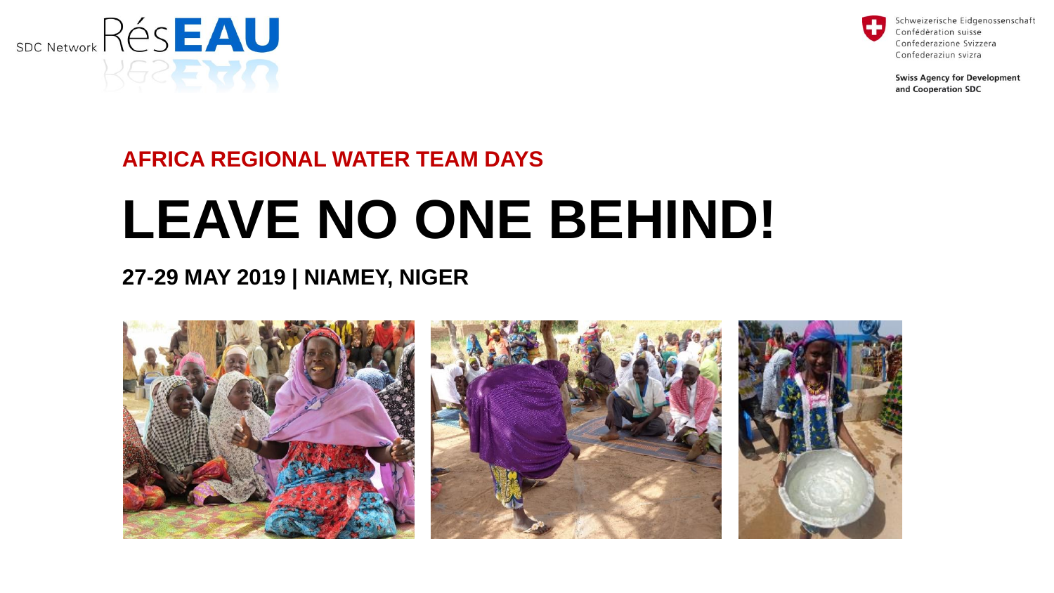SDC Network RésEAU

Schweizerische Eidgenossenschaft
Confédération suisse
Confederazione Svizzera
Confederaziun svizra

**Swiss Agency for Development and Cooperation SDC**

## AFRICA REGIONAL WATER TEAM DAYS

# LEAVE NO ONE BEHIND!

### 27-29 MAY 2019 | NIAMEY, NIGER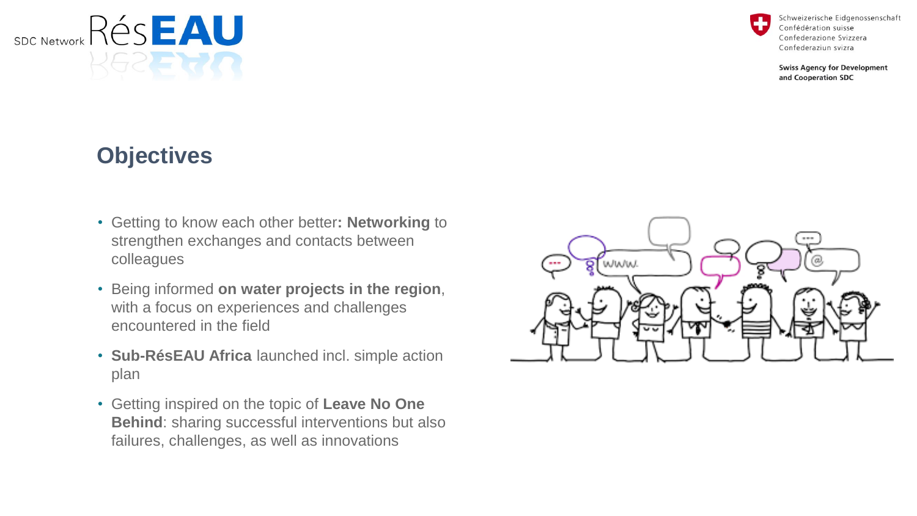## Objectives

- Getting to know each other better**: Networking** to strengthen exchanges and contacts between colleagues
- Being informed **on water projects in the region**, with a focus on experiences and challenges encountered in the field
- **Sub-RésEAU Africa** launched incl. simple action plan
- Getting inspired on the topic of **Leave No One Behind**: sharing successful interventions but also failures, challenges, as well as innovations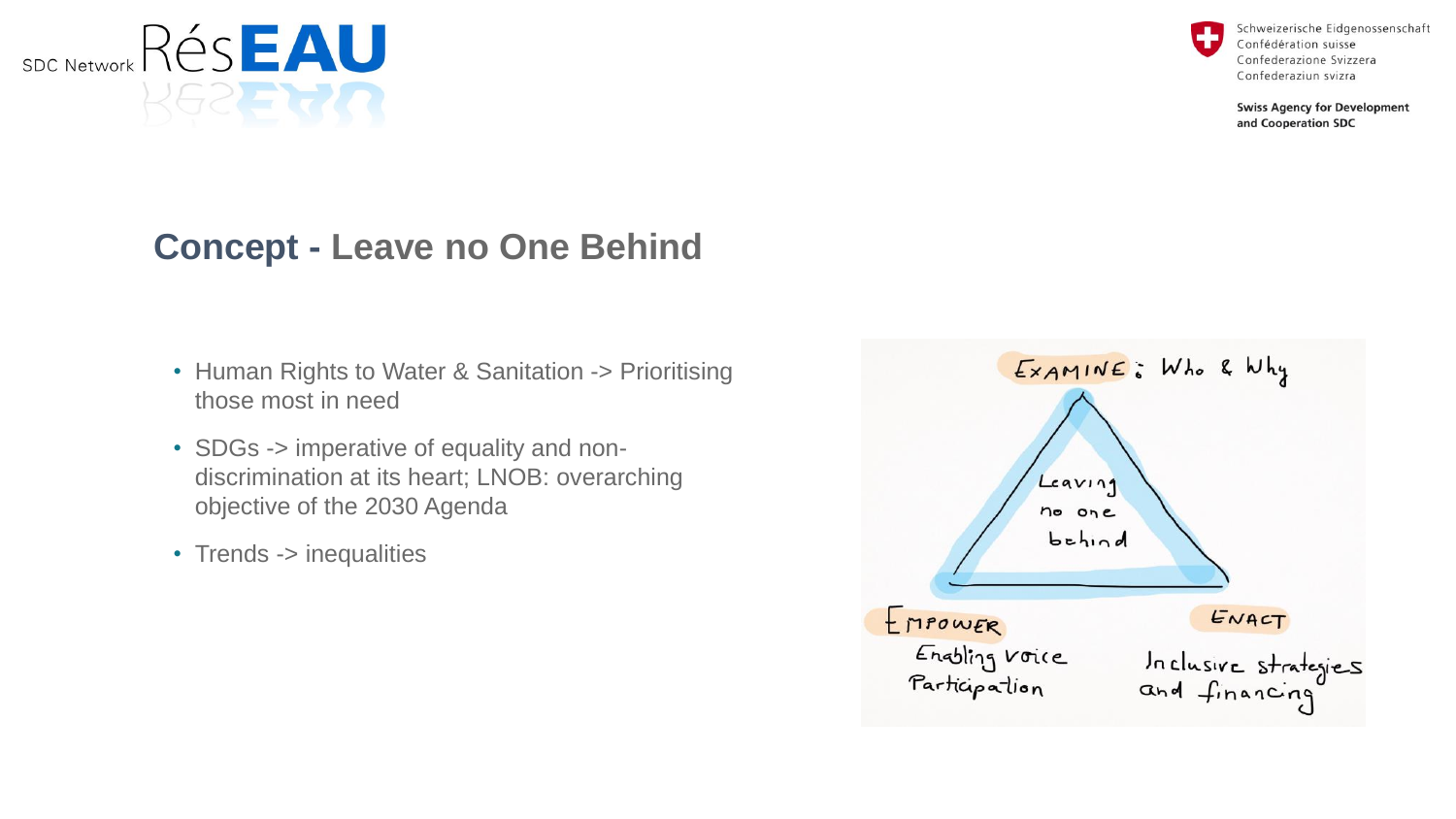## Concept - Leave no One Behind

- Human Rights to Water & Sanitation -> Prioritising those most in need
- SDGs -> imperative of equality and non-discrimination at its heart; LNOB: overarching objective of the 2030 Agenda
- Trends -> inequalities

EXAMINE: Who & Why

Leaving no one behind

EMPOWER
Enabling voice
Participation

ENACT
Inclusive strategies and financing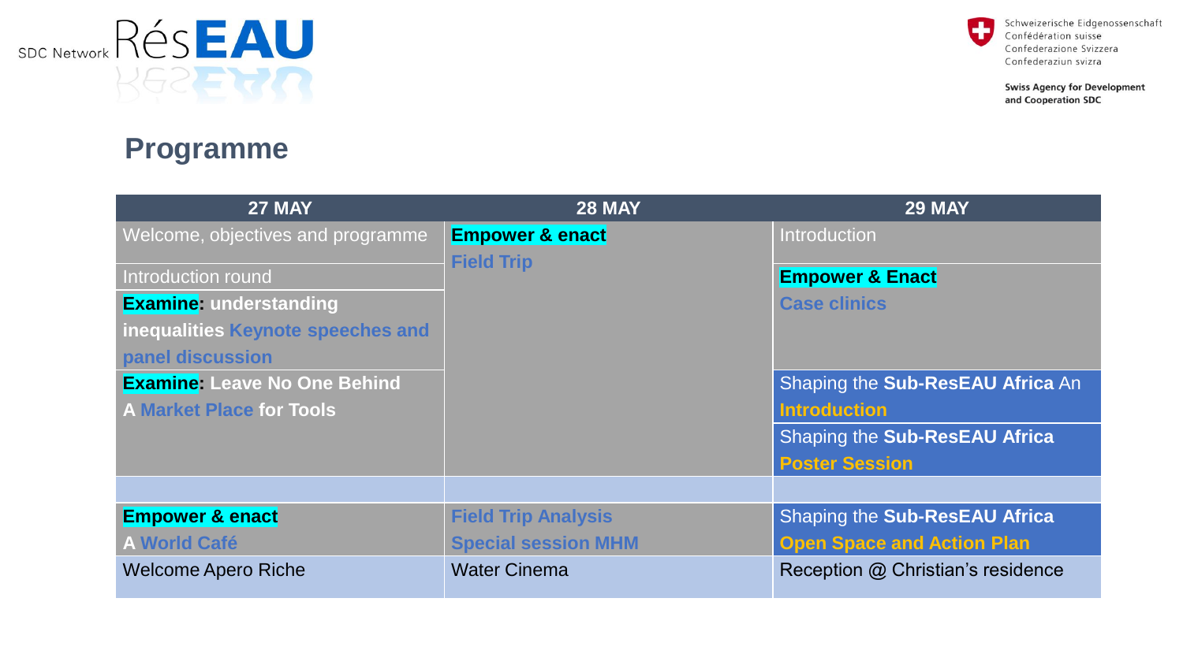SDC Network RésEAU

Schweizerische Eidgenossenschaft
Confédération suisse
Confederazione Svizzera
Confederaziun svizra

Swiss Agency for Development and Cooperation SDC

# Programme

| 27 MAY | 28 MAY | 29 MAY |
|---|---|---|
| Welcome, objectives and programme | **Empower & enact** **Field Trip** | Introduction |
| Introduction round | | **Empower & Enact** **Case clinics** |
| **Examine: understanding inequalities Keynote speeches and panel discussion** | | |
| **Examine: Leave No One Behind A Market Place for Tools** | | Shaping the **Sub-ResEAU Africa** An **Introduction** |
| | | Shaping the **Sub-ResEAU Africa** **Poster Session** |
| | | |
| **Empower & enact A World Café** | **Field Trip Analysis Special session MHM** | Shaping the **Sub-ResEAU Africa** **Open Space and Action Plan** |
| Welcome Apero Riche | Water Cinema | Reception @ Christian's residence |